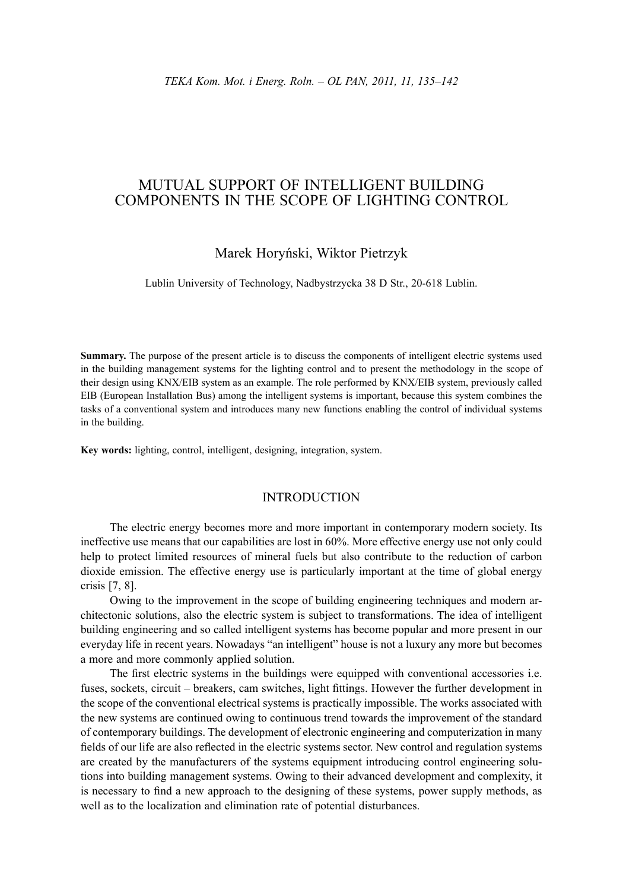# MUTUAL SUPPORT OF INTELLIGENT BUILDING COMPONENTS IN THE SCOPE OF LIGHTING CONTROL

Marek Horyński, Wiktor Pietrzyk

Lublin University of Technology, Nadbystrzycka 38 D Str., 20-618 Lublin.

**Summary.** The purpose of the present article is to discuss the components of intelligent electric systems used in the building management systems for the lighting control and to present the methodology in the scope of their design using KNX/EIB system as an example. The role performed by KNX/EIB system, previously called EIB (European Installation Bus) among the intelligent systems is important, because this system combines the tasks of a conventional system and introduces many new functions enabling the control of individual systems in the building.

**Key words:** lighting, control, intelligent, designing, integration, system.

## INTRODUCTION

The electric energy becomes more and more important in contemporary modern society. Its ineffective use means that our capabilities are lost in 60%. More effective energy use not only could help to protect limited resources of mineral fuels but also contribute to the reduction of carbon dioxide emission. The effective energy use is particularly important at the time of global energy crisis [7, 8].

Owing to the improvement in the scope of building engineering techniques and modern architectonic solutions, also the electric system is subject to transformations. The idea of intelligent building engineering and so called intelligent systems has become popular and more present in our everyday life in recent years. Nowadays "an intelligent" house is not a luxury any more but becomes a more and more commonly applied solution.

The first electric systems in the buildings were equipped with conventional accessories i.e. fuses, sockets, circuit – breakers, cam switches, light fittings. However the further development in the scope of the conventional electrical systems is practically impossible. The works associated with the new systems are continued owing to continuous trend towards the improvement of the standard of contemporary buildings. The development of electronic engineering and computerization in many fields of our life are also reflected in the electric systems sector. New control and regulation systems are created by the manufacturers of the systems equipment introducing control engineering solutions into building management systems. Owing to their advanced development and complexity, it is necessary to find a new approach to the designing of these systems, power supply methods, as well as to the localization and elimination rate of potential disturbances.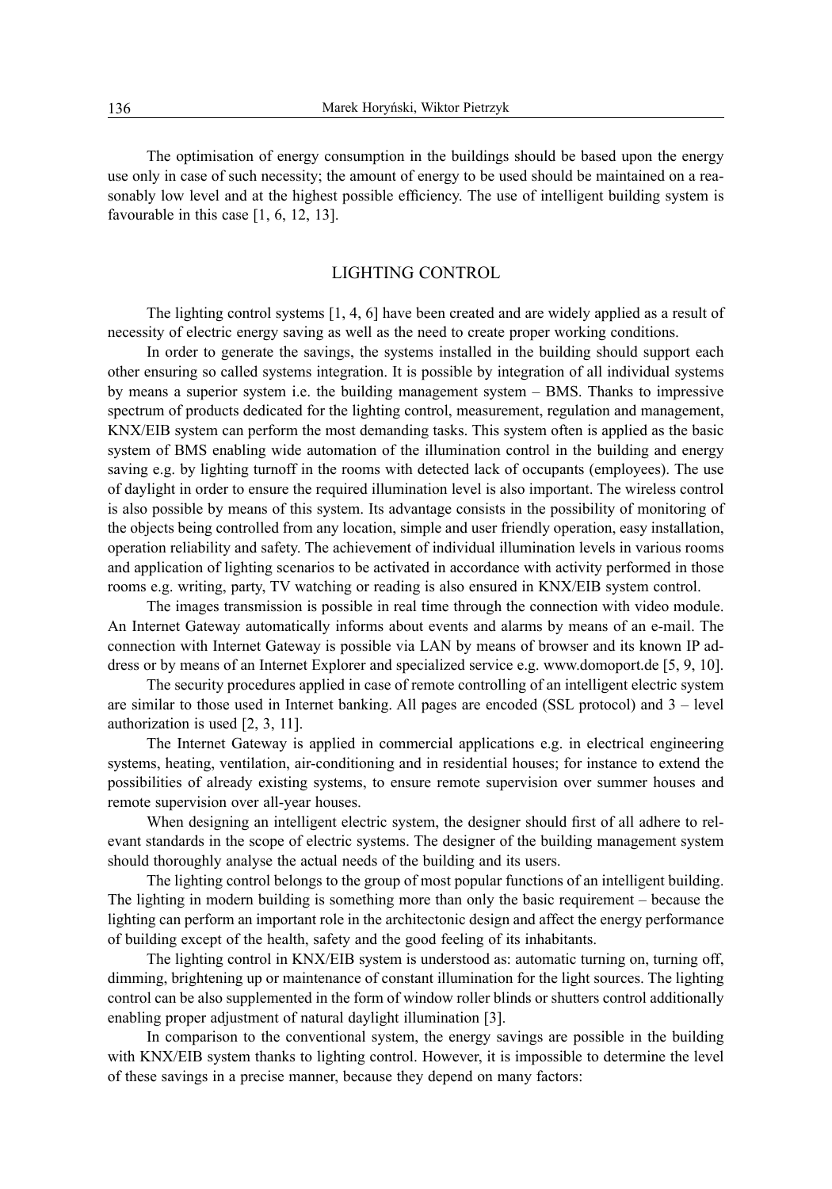The optimisation of energy consumption in the buildings should be based upon the energy use only in case of such necessity; the amount of energy to be used should be maintained on a reasonably low level and at the highest possible efficiency. The use of intelligent building system is favourable in this case [1, 6, 12, 13].

## LIGHTING CONTROL

The lighting control systems [1, 4, 6] have been created and are widely applied as a result of necessity of electric energy saving as well as the need to create proper working conditions.

In order to generate the savings, the systems installed in the building should support each other ensuring so called systems integration. It is possible by integration of all individual systems by means a superior system i.e. the building management system – BMS. Thanks to impressive spectrum of products dedicated for the lighting control, measurement, regulation and management, KNX/EIB system can perform the most demanding tasks. This system often is applied as the basic system of BMS enabling wide automation of the illumination control in the building and energy saving e.g. by lighting turnoff in the rooms with detected lack of occupants (employees). The use of daylight in order to ensure the required illumination level is also important. The wireless control is also possible by means of this system. Its advantage consists in the possibility of monitoring of the objects being controlled from any location, simple and user friendly operation, easy installation, operation reliability and safety. The achievement of individual illumination levels in various rooms and application of lighting scenarios to be activated in accordance with activity performed in those rooms e.g. writing, party, TV watching or reading is also ensured in KNX/EIB system control.

The images transmission is possible in real time through the connection with video module. An Internet Gateway automatically informs about events and alarms by means of an e-mail. The connection with Internet Gateway is possible via LAN by means of browser and its known IP address or by means of an Internet Explorer and specialized service e.g. www.domoport.de [5, 9, 10].

The security procedures applied in case of remote controlling of an intelligent electric system are similar to those used in Internet banking. All pages are encoded (SSL protocol) and 3 – level authorization is used [2, 3, 11].

The Internet Gateway is applied in commercial applications e.g. in electrical engineering systems, heating, ventilation, air-conditioning and in residential houses; for instance to extend the possibilities of already existing systems, to ensure remote supervision over summer houses and remote supervision over all-year houses.

When designing an intelligent electric system, the designer should first of all adhere to relevant standards in the scope of electric systems. The designer of the building management system should thoroughly analyse the actual needs of the building and its users.

The lighting control belongs to the group of most popular functions of an intelligent building. The lighting in modern building is something more than only the basic requirement – because the lighting can perform an important role in the architectonic design and affect the energy performance of building except of the health, safety and the good feeling of its inhabitants.

The lighting control in KNX/EIB system is understood as: automatic turning on, turning off, dimming, brightening up or maintenance of constant illumination for the light sources. The lighting control can be also supplemented in the form of window roller blinds or shutters control additionally enabling proper adjustment of natural daylight illumination [3].

In comparison to the conventional system, the energy savings are possible in the building with KNX/EIB system thanks to lighting control. However, it is impossible to determine the level of these savings in a precise manner, because they depend on many factors: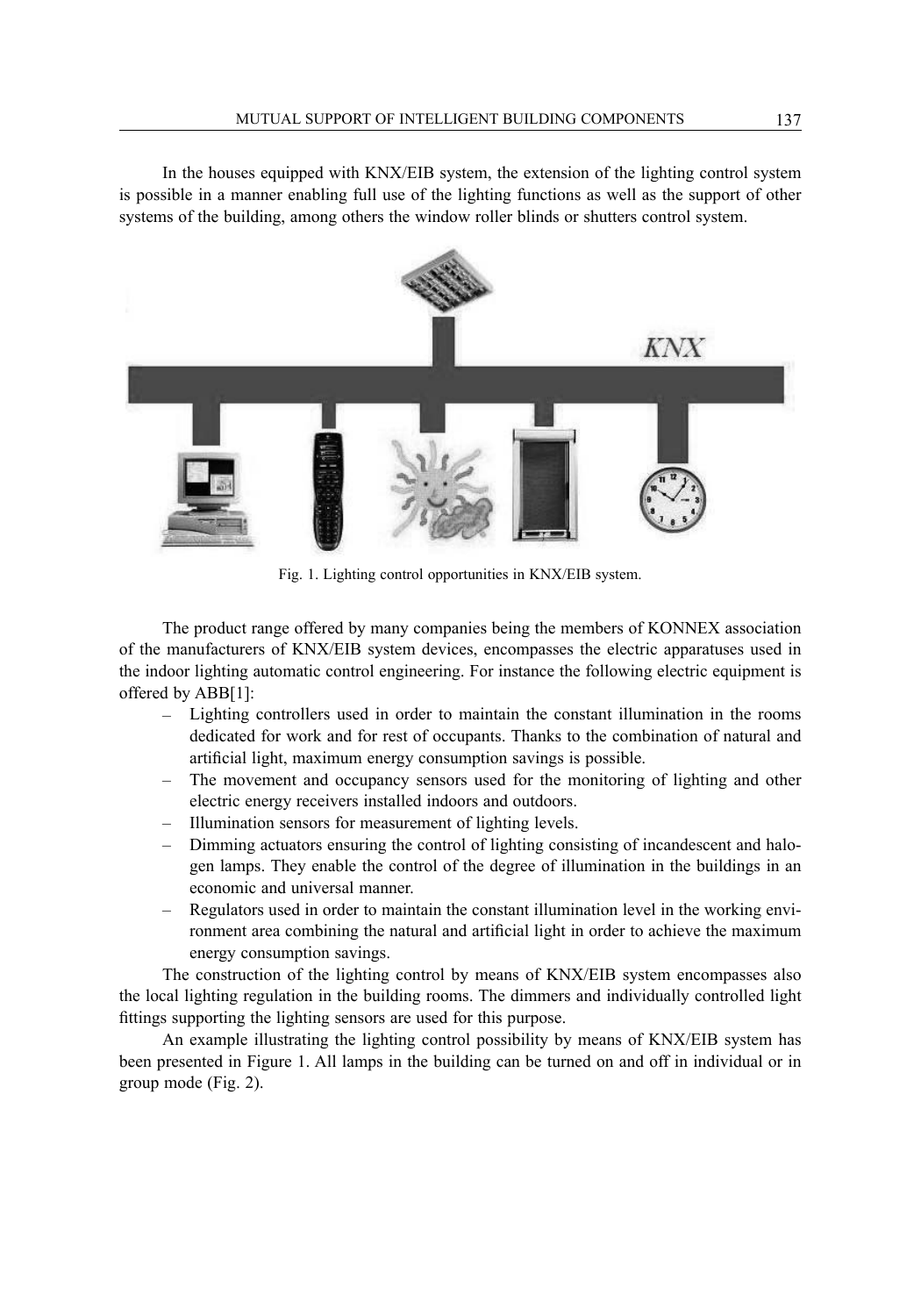In the houses equipped with KNX/EIB system, the extension of the lighting control system is possible in a manner enabling full use of the lighting functions as well as the support of other systems of the building, among others the window roller blinds or shutters control system.

Fig. 1. Lighting control opportunities in KNX/EIB system.

The product range offered by many companies being the members of KONNEX association of the manufacturers of KNX/EIB system devices, encompasses the electric apparatuses used in the indoor lighting automatic control engineering. For instance the following electric equipment is offered by ABB[1]:

– Lighting controllers used in order to maintain the constant illumination in the rooms dedicated for work and for rest of occupants. Thanks to the combination of natural and artificial light, maximum energy consumption savings is possible.
– The movement and occupancy sensors used for the monitoring of lighting and other electric energy receivers installed indoors and outdoors.
– Illumination sensors for measurement of lighting levels.
– Dimming actuators ensuring the control of lighting consisting of incandescent and halogen lamps. They enable the control of the degree of illumination in the buildings in an economic and universal manner.
– Regulators used in order to maintain the constant illumination level in the working environment area combining the natural and artificial light in order to achieve the maximum energy consumption savings.

The construction of the lighting control by means of KNX/EIB system encompasses also the local lighting regulation in the building rooms. The dimmers and individually controlled light fittings supporting the lighting sensors are used for this purpose.

An example illustrating the lighting control possibility by means of KNX/EIB system has been presented in Figure 1. All lamps in the building can be turned on and off in individual or in group mode (Fig. 2).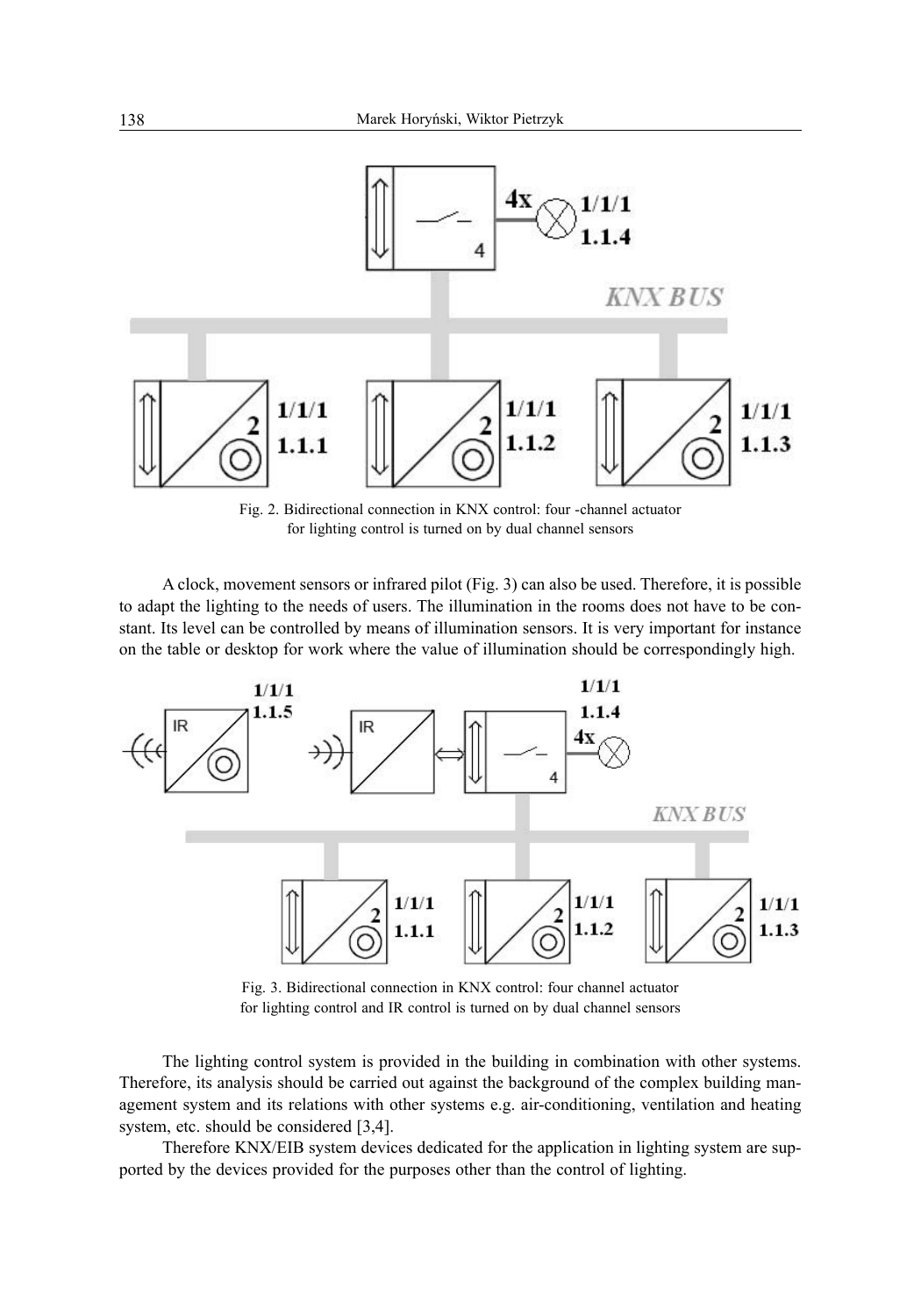Fig. 2. Bidirectional connection in KNX control: four -channel actuator for lighting control is turned on by dual channel sensors

A clock, movement sensors or infrared pilot (Fig. 3) can also be used. Therefore, it is possible to adapt the lighting to the needs of users. The illumination in the rooms does not have to be constant. Its level can be controlled by means of illumination sensors. It is very important for instance on the table or desktop for work where the value of illumination should be correspondingly high.

Fig. 3. Bidirectional connection in KNX control: four channel actuator for lighting control and IR control is turned on by dual channel sensors

The lighting control system is provided in the building in combination with other systems. Therefore, its analysis should be carried out against the background of the complex building management system and its relations with other systems e.g. air-conditioning, ventilation and heating system, etc. should be considered [3,4].

Therefore KNX/EIB system devices dedicated for the application in lighting system are supported by the devices provided for the purposes other than the control of lighting.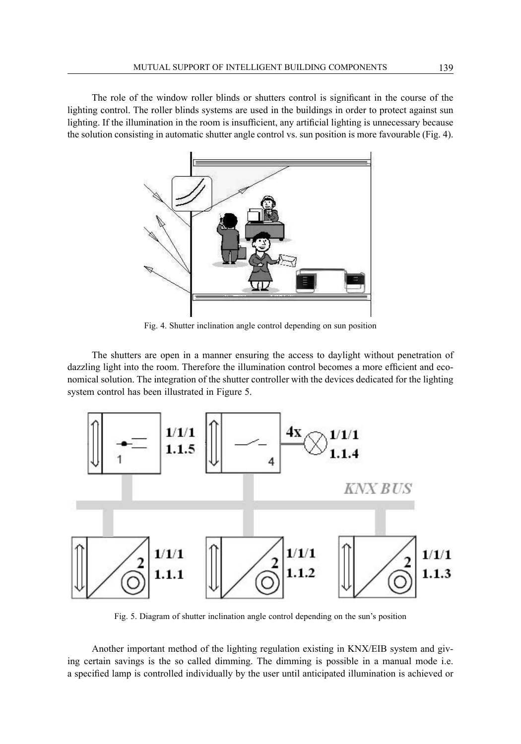The role of the window roller blinds or shutters control is significant in the course of the lighting control. The roller blinds systems are used in the buildings in order to protect against sun lighting. If the illumination in the room is insufficient, any artificial lighting is unnecessary because the solution consisting in automatic shutter angle control vs. sun position is more favourable (Fig. 4).

Fig. 4. Shutter inclination angle control depending on sun position

The shutters are open in a manner ensuring the access to daylight without penetration of dazzling light into the room. Therefore the illumination control becomes a more efficient and economical solution. The integration of the shutter controller with the devices dedicated for the lighting system control has been illustrated in Figure 5.

Fig. 5. Diagram of shutter inclination angle control depending on the sun's position

Another important method of the lighting regulation existing in KNX/EIB system and giving certain savings is the so called dimming. The dimming is possible in a manual mode i.e. a specified lamp is controlled individually by the user until anticipated illumination is achieved or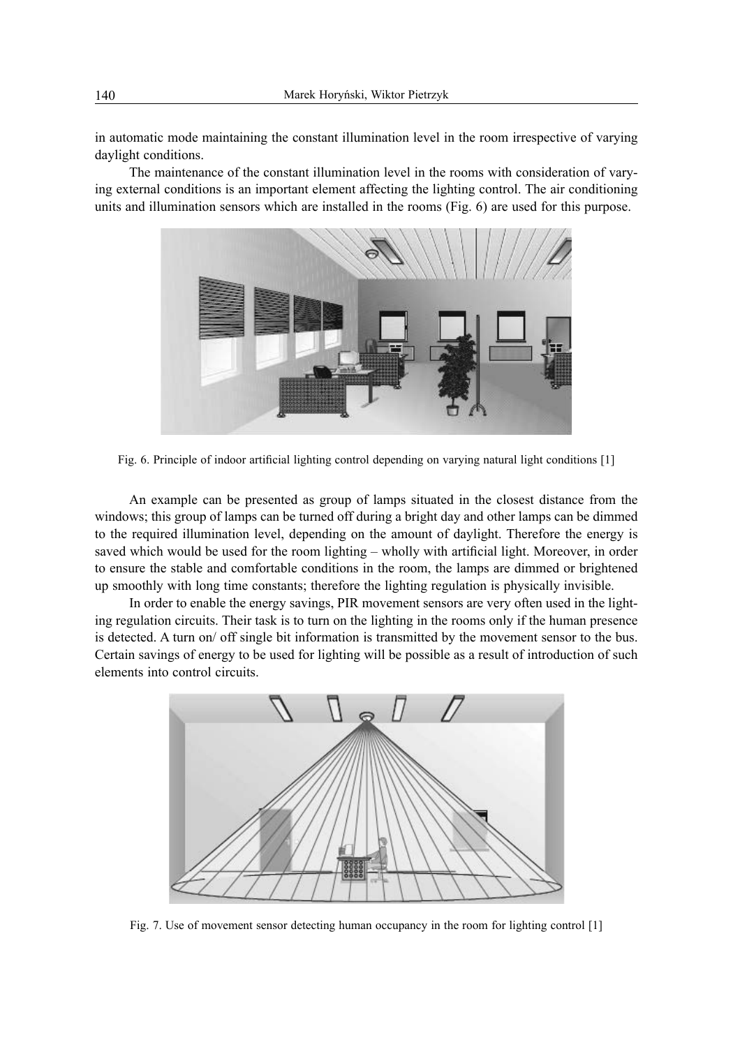in automatic mode maintaining the constant illumination level in the room irrespective of varying daylight conditions.

The maintenance of the constant illumination level in the rooms with consideration of varying external conditions is an important element affecting the lighting control. The air conditioning units and illumination sensors which are installed in the rooms (Fig. 6) are used for this purpose.

Fig. 6. Principle of indoor artificial lighting control depending on varying natural light conditions [1]

An example can be presented as group of lamps situated in the closest distance from the windows; this group of lamps can be turned off during a bright day and other lamps can be dimmed to the required illumination level, depending on the amount of daylight. Therefore the energy is saved which would be used for the room lighting – wholly with artificial light. Moreover, in order to ensure the stable and comfortable conditions in the room, the lamps are dimmed or brightened up smoothly with long time constants; therefore the lighting regulation is physically invisible.

In order to enable the energy savings, PIR movement sensors are very often used in the lighting regulation circuits. Their task is to turn on the lighting in the rooms only if the human presence is detected. A turn on/ off single bit information is transmitted by the movement sensor to the bus. Certain savings of energy to be used for lighting will be possible as a result of introduction of such elements into control circuits.

Fig. 7. Use of movement sensor detecting human occupancy in the room for lighting control [1]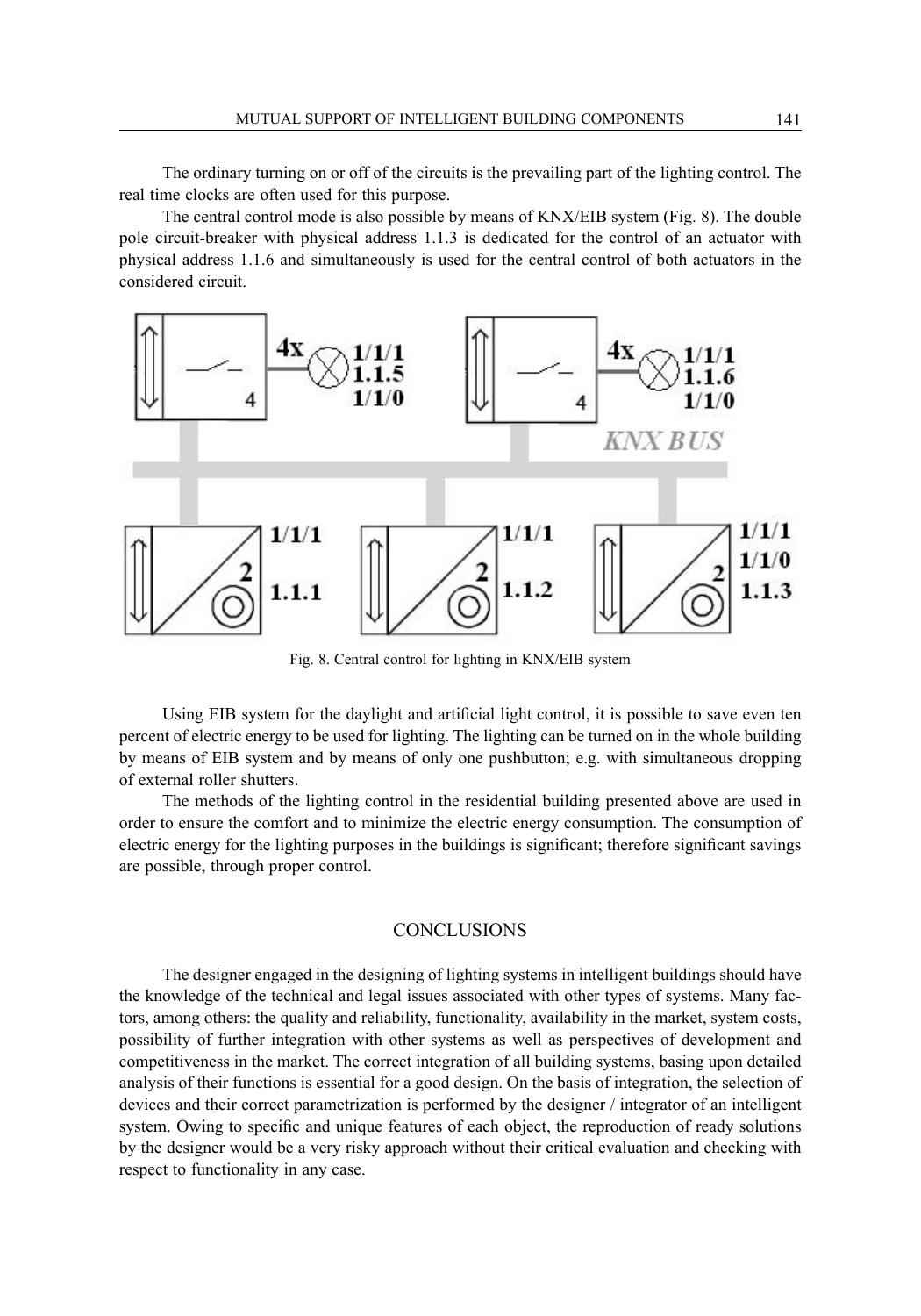The ordinary turning on or off of the circuits is the prevailing part of the lighting control. The real time clocks are often used for this purpose.

The central control mode is also possible by means of KNX/EIB system (Fig. 8). The double pole circuit-breaker with physical address 1.1.3 is dedicated for the control of an actuator with physical address 1.1.6 and simultaneously is used for the central control of both actuators in the considered circuit.

Fig. 8. Central control for lighting in KNX/EIB system

Using EIB system for the daylight and artificial light control, it is possible to save even ten percent of electric energy to be used for lighting. The lighting can be turned on in the whole building by means of EIB system and by means of only one pushbutton; e.g. with simultaneous dropping of external roller shutters.

The methods of the lighting control in the residential building presented above are used in order to ensure the comfort and to minimize the electric energy consumption. The consumption of electric energy for the lighting purposes in the buildings is significant; therefore significant savings are possible, through proper control.

## CONCLUSIONS

The designer engaged in the designing of lighting systems in intelligent buildings should have the knowledge of the technical and legal issues associated with other types of systems. Many factors, among others: the quality and reliability, functionality, availability in the market, system costs, possibility of further integration with other systems as well as perspectives of development and competitiveness in the market. The correct integration of all building systems, basing upon detailed analysis of their functions is essential for a good design. On the basis of integration, the selection of devices and their correct parametrization is performed by the designer / integrator of an intelligent system. Owing to specific and unique features of each object, the reproduction of ready solutions by the designer would be a very risky approach without their critical evaluation and checking with respect to functionality in any case.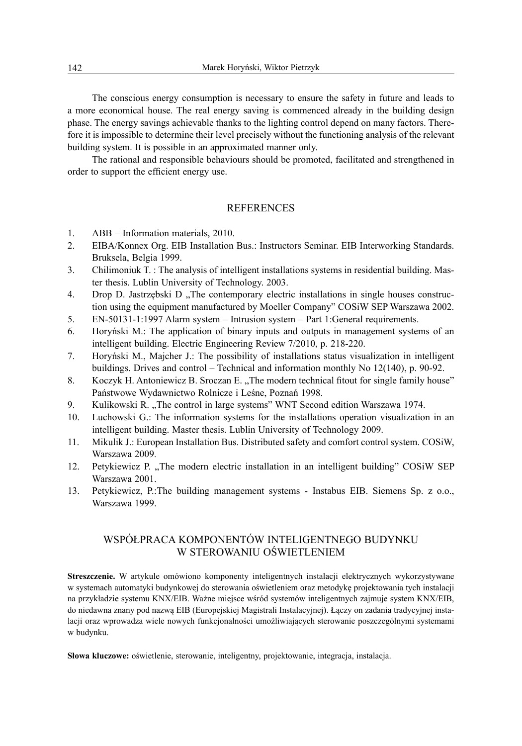The conscious energy consumption is necessary to ensure the safety in future and leads to a more economical house. The real energy saving is commenced already in the building design phase. The energy savings achievable thanks to the lighting control depend on many factors. Therefore it is impossible to determine their level precisely without the functioning analysis of the relevant building system. It is possible in an approximated manner only.

The rational and responsible behaviours should be promoted, facilitated and strengthened in order to support the efficient energy use.

## REFERENCES

1. ABB – Information materials, 2010.
2. EIBA/Konnex Org. EIB Installation Bus.: Instructors Seminar. EIB Interworking Standards. Bruksela, Belgia 1999.
3. Chilimoniuk T. : The analysis of intelligent installations systems in residential building. Master thesis. Lublin University of Technology. 2003.
4. Drop D. Jastrzębski D „The contemporary electric installations in single houses construction using the equipment manufactured by Moeller Company" COSiW SEP Warszawa 2002.
5. EN-50131-1:1997 Alarm system – Intrusion system – Part 1:General requirements.
6. Horyński M.: The application of binary inputs and outputs in management systems of an intelligent building. Electric Engineering Review 7/2010, p. 218-220.
7. Horyński M., Majcher J.: The possibility of installations status visualization in intelligent buildings. Drives and control – Technical and information monthly No 12(140), p. 90-92.
8. Koczyk H. Antoniewicz B. Sroczan E. „The modern technical fitout for single family house" Państwowe Wydawnictwo Rolnicze i Leśne, Poznań 1998.
9. Kulikowski R. „The control in large systems" WNT Second edition Warszawa 1974.
10. Luchowski G.: The information systems for the installations operation visualization in an intelligent building. Master thesis. Lublin University of Technology 2009.
11. Mikulik J.: European Installation Bus. Distributed safety and comfort control system. COSiW, Warszawa 2009.
12. Petykiewicz P. „The modern electric installation in an intelligent building" COSiW SEP Warszawa 2001.
13. Petykiewicz, P.:The building management systems - Instabus EIB. Siemens Sp. z o.o., Warszawa 1999.

## WSPÓŁPRACA KOMPONENTÓW INTELIGENTNEGO BUDYNKU W STEROWANIU OŚWIETLENIEM

**Streszczenie.** W artykule omówiono komponenty inteligentnych instalacji elektrycznych wykorzystywane w systemach automatyki budynkowej do sterowania oświetleniem oraz metodykę projektowania tych instalacji na przykładzie systemu KNX/EIB. Ważne miejsce wśród systemów inteligentnych zajmuje system KNX/EIB, do niedawna znany pod nazwą EIB (Europejskiej Magistrali Instalacyjnej). Łączy on zadania tradycyjnej instalacji oraz wprowadza wiele nowych funkcjonalności umożliwiających sterowanie poszczególnymi systemami w budynku.

**Słowa kluczowe:** oświetlenie, sterowanie, inteligentny, projektowanie, integracja, instalacja.